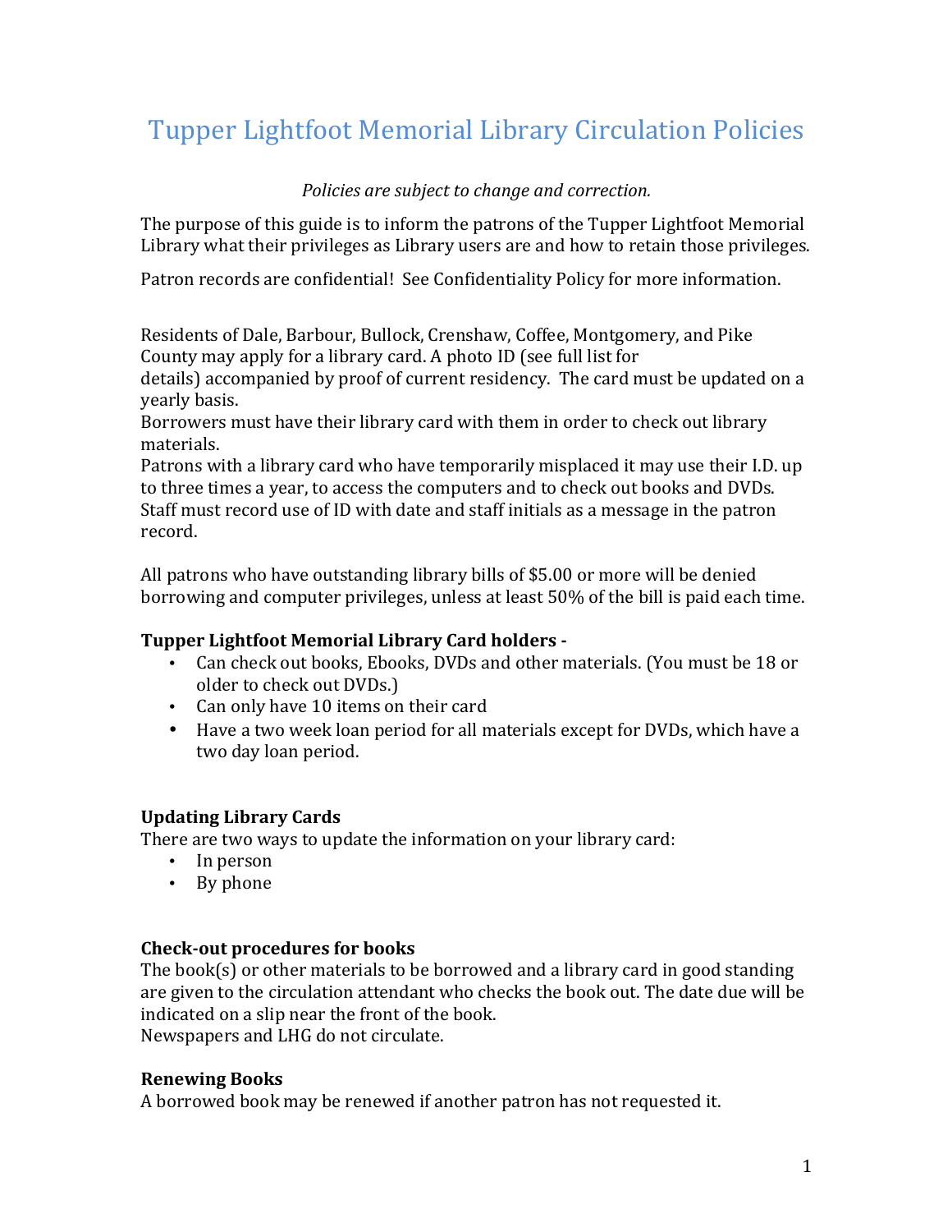# Tupper Lightfoot Memorial Library Circulation Policies

*Policies are subject to change and correction.*

The purpose of this guide is to inform the patrons of the Tupper Lightfoot Memorial Library what their privileges as Library users are and how to retain those privileges.

Patron records are confidential! See Confidentiality Policy for more information.

Residents of Dale, Barbour, Bullock, Crenshaw, Coffee, Montgomery, and Pike County may apply for a library card. A photo ID (see full list for details) accompanied by proof of current residency. The card must be updated on a yearly basis.
Borrowers must have their library card with them in order to check out library materials.
Patrons with a library card who have temporarily misplaced it may use their I.D. up to three times a year, to access the computers and to check out books and DVDs. Staff must record use of ID with date and staff initials as a message in the patron record.

All patrons who have outstanding library bills of $5.00 or more will be denied borrowing and computer privileges, unless at least 50% of the bill is paid each time.

**Tupper Lightfoot Memorial Library Card holders -**

- Can check out books, Ebooks, DVDs and other materials. (You must be 18 or older to check out DVDs.)
- Can only have 10 items on their card
- Have a two week loan period for all materials except for DVDs, which have a two day loan period.

**Updating Library Cards**

There are two ways to update the information on your library card:

- In person
- By phone

**Check-out procedures for books**

The book(s) or other materials to be borrowed and a library card in good standing are given to the circulation attendant who checks the book out. The date due will be indicated on a slip near the front of the book.
Newspapers and LHG do not circulate.

**Renewing Books**

A borrowed book may be renewed if another patron has not requested it.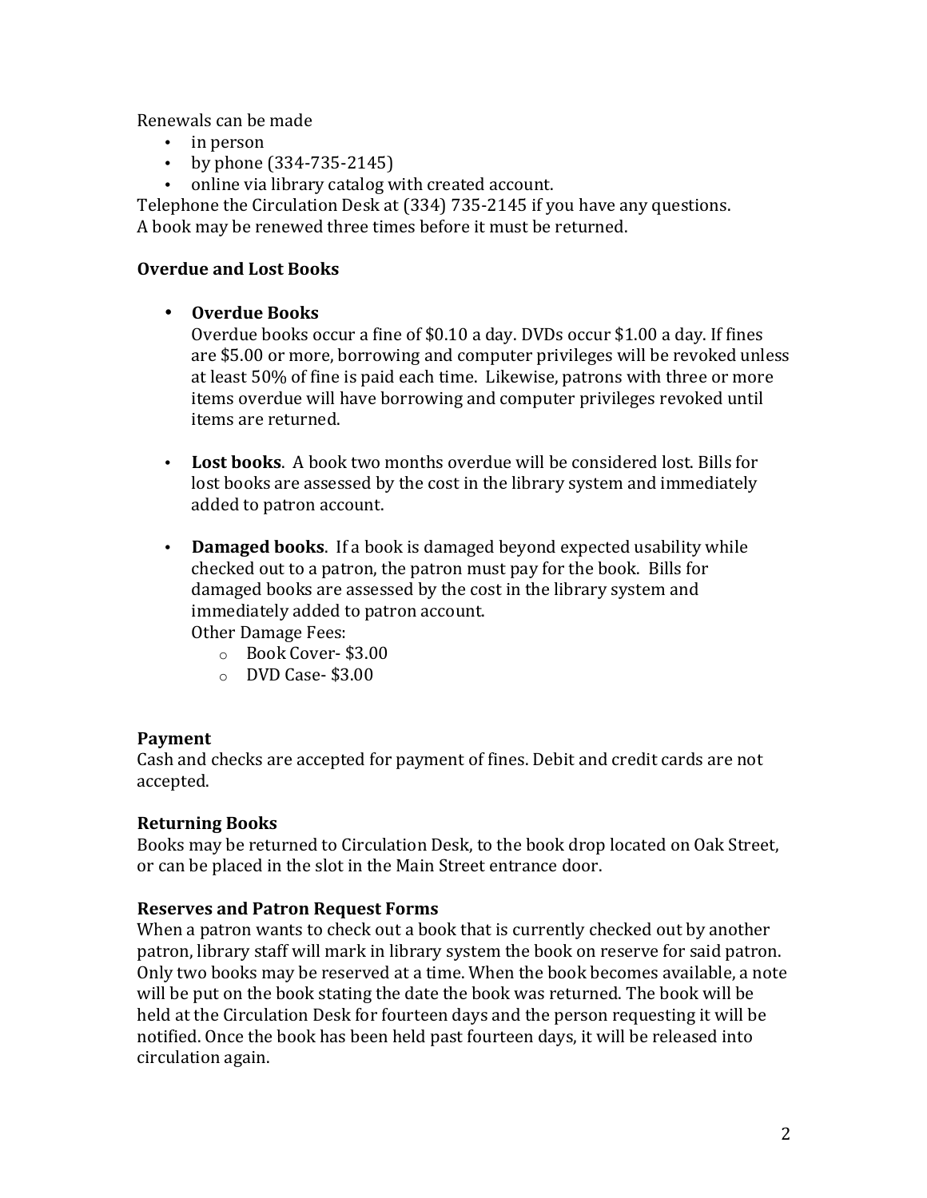Renewals can be made

- in person
- by phone (334-735-2145)
- online via library catalog with created account.

Telephone the Circulation Desk at (334) 735-2145 if you have any questions.
A book may be renewed three times before it must be returned.

**Overdue and Lost Books**

- **Overdue Books**
  Overdue books occur a fine of $0.10 a day. DVDs occur $1.00 a day. If fines are $5.00 or more, borrowing and computer privileges will be revoked unless at least 50% of fine is paid each time. Likewise, patrons with three or more items overdue will have borrowing and computer privileges revoked until items are returned.

- **Lost books**. A book two months overdue will be considered lost. Bills for lost books are assessed by the cost in the library system and immediately added to patron account.

- **Damaged books**. If a book is damaged beyond expected usability while checked out to a patron, the patron must pay for the book. Bills for damaged books are assessed by the cost in the library system and immediately added to patron account.
  Other Damage Fees:
  - Book Cover- $3.00
  - DVD Case- $3.00

**Payment**
Cash and checks are accepted for payment of fines. Debit and credit cards are not accepted.

**Returning Books**
Books may be returned to Circulation Desk, to the book drop located on Oak Street, or can be placed in the slot in the Main Street entrance door.

**Reserves and Patron Request Forms**
When a patron wants to check out a book that is currently checked out by another patron, library staff will mark in library system the book on reserve for said patron. Only two books may be reserved at a time. When the book becomes available, a note will be put on the book stating the date the book was returned. The book will be held at the Circulation Desk for fourteen days and the person requesting it will be notified. Once the book has been held past fourteen days, it will be released into circulation again.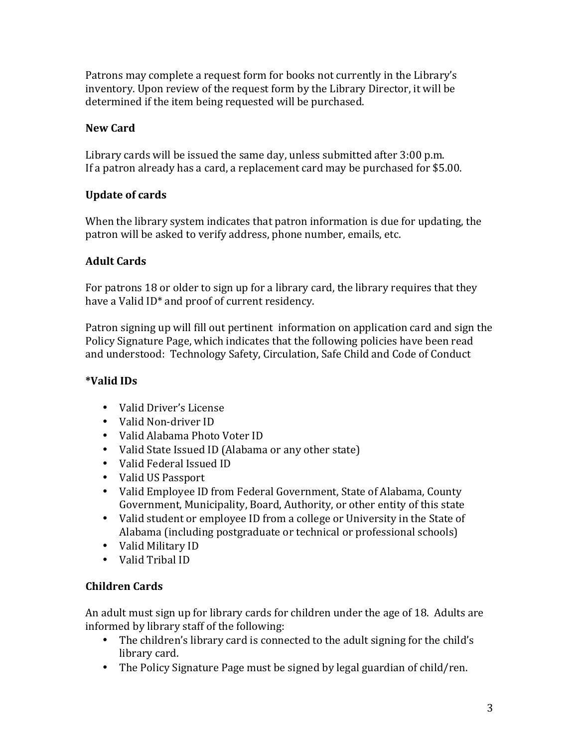Patrons may complete a request form for books not currently in the Library's inventory. Upon review of the request form by the Library Director, it will be determined if the item being requested will be purchased.

**New Card**

Library cards will be issued the same day, unless submitted after 3:00 p.m.
If a patron already has a card, a replacement card may be purchased for $5.00.

**Update of cards**

When the library system indicates that patron information is due for updating, the patron will be asked to verify address, phone number, emails, etc.

**Adult Cards**

For patrons 18 or older to sign up for a library card, the library requires that they have a Valid ID* and proof of current residency.

Patron signing up will fill out pertinent information on application card and sign the Policy Signature Page, which indicates that the following policies have been read and understood: Technology Safety, Circulation, Safe Child and Code of Conduct

**\*Valid IDs**

- Valid Driver's License
- Valid Non-driver ID
- Valid Alabama Photo Voter ID
- Valid State Issued ID (Alabama or any other state)
- Valid Federal Issued ID
- Valid US Passport
- Valid Employee ID from Federal Government, State of Alabama, County Government, Municipality, Board, Authority, or other entity of this state
- Valid student or employee ID from a college or University in the State of Alabama (including postgraduate or technical or professional schools)
- Valid Military ID
- Valid Tribal ID

**Children Cards**

An adult must sign up for library cards for children under the age of 18. Adults are informed by library staff of the following:

- The children's library card is connected to the adult signing for the child's library card.
- The Policy Signature Page must be signed by legal guardian of child/ren.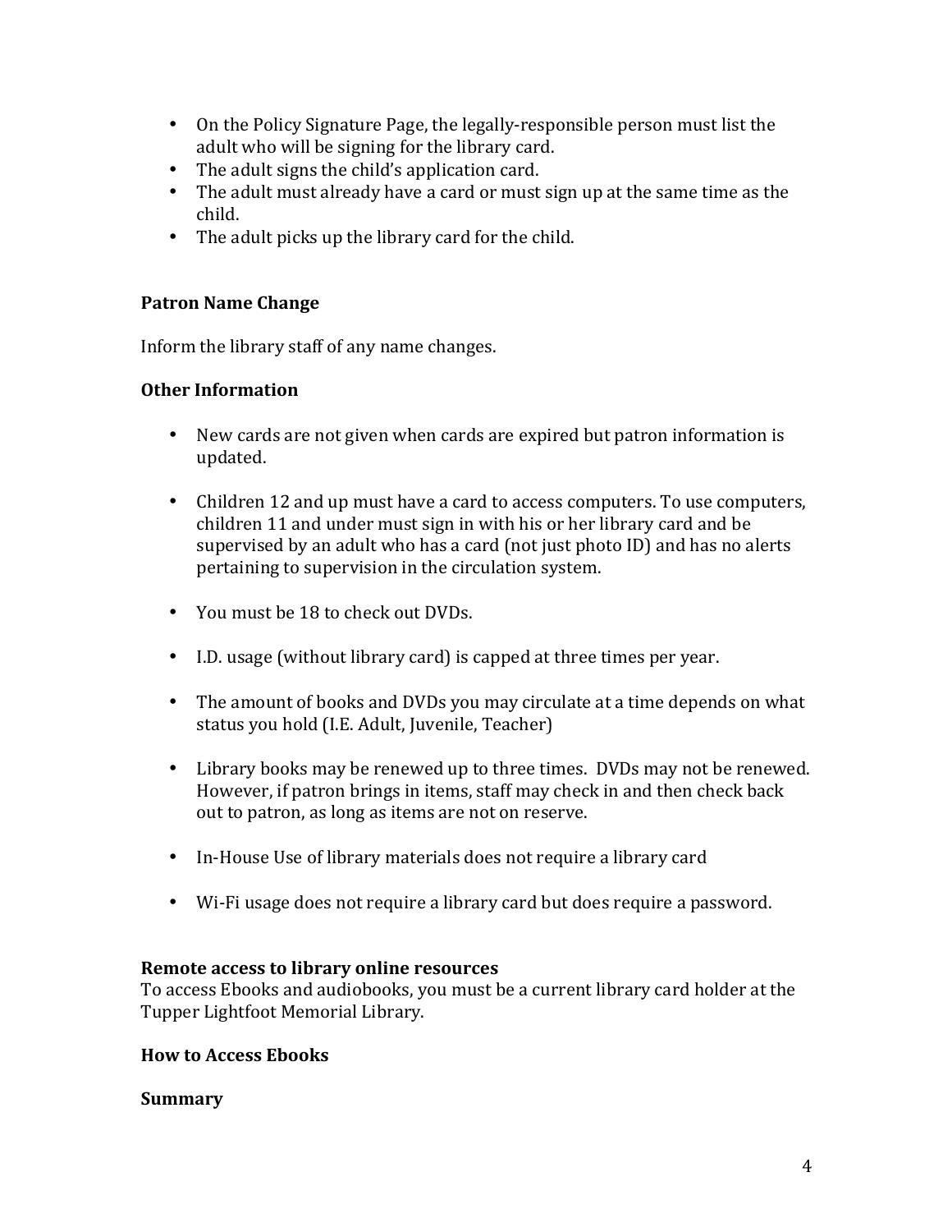- On the Policy Signature Page, the legally-responsible person must list the adult who will be signing for the library card.
- The adult signs the child's application card.
- The adult must already have a card or must sign up at the same time as the child.
- The adult picks up the library card for the child.

**Patron Name Change**

Inform the library staff of any name changes.

**Other Information**

- New cards are not given when cards are expired but patron information is updated.
- Children 12 and up must have a card to access computers. To use computers, children 11 and under must sign in with his or her library card and be supervised by an adult who has a card (not just photo ID) and has no alerts pertaining to supervision in the circulation system.
- You must be 18 to check out DVDs.
- I.D. usage (without library card) is capped at three times per year.
- The amount of books and DVDs you may circulate at a time depends on what status you hold (I.E. Adult, Juvenile, Teacher)
- Library books may be renewed up to three times. DVDs may not be renewed. However, if patron brings in items, staff may check in and then check back out to patron, as long as items are not on reserve.
- In-House Use of library materials does not require a library card
- Wi-Fi usage does not require a library card but does require a password.

**Remote access to library online resources**

To access Ebooks and audiobooks, you must be a current library card holder at the Tupper Lightfoot Memorial Library.

**How to Access Ebooks**

**Summary**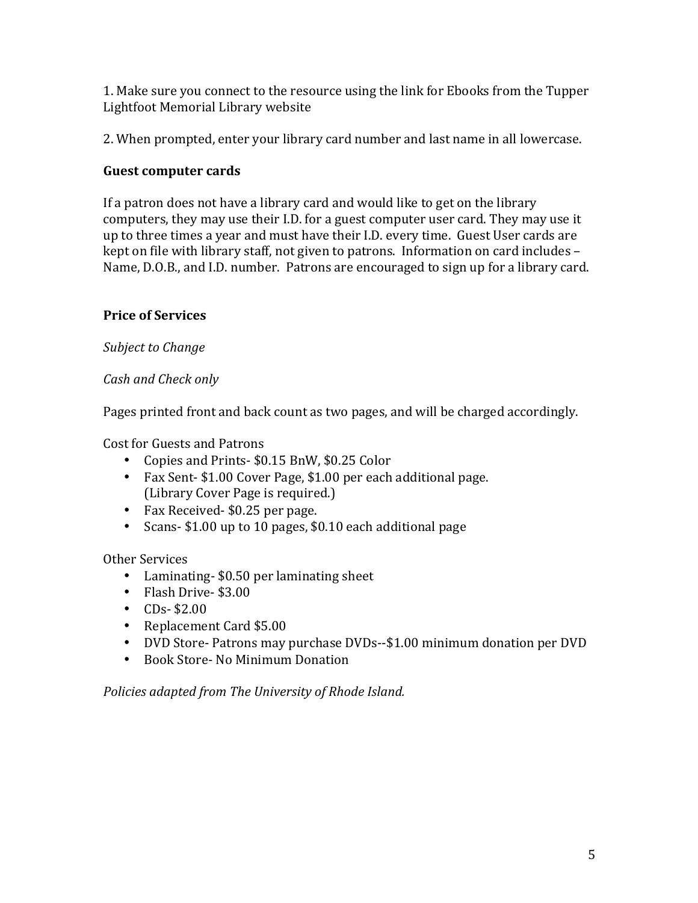1. Make sure you connect to the resource using the link for Ebooks from the Tupper Lightfoot Memorial Library website

2. When prompted, enter your library card number and last name in all lowercase.

### Guest computer cards

If a patron does not have a library card and would like to get on the library computers, they may use their I.D. for a guest computer user card. They may use it up to three times a year and must have their I.D. every time. Guest User cards are kept on file with library staff, not given to patrons. Information on card includes – Name, D.O.B., and I.D. number. Patrons are encouraged to sign up for a library card.

### Price of Services

*Subject to Change*

*Cash and Check only*

Pages printed front and back count as two pages, and will be charged accordingly.

Cost for Guests and Patrons

- Copies and Prints- $0.15 BnW, $0.25 Color
- Fax Sent- $1.00 Cover Page, $1.00 per each additional page. (Library Cover Page is required.)
- Fax Received- $0.25 per page.
- Scans- $1.00 up to 10 pages, $0.10 each additional page

Other Services

- Laminating- $0.50 per laminating sheet
- Flash Drive- $3.00
- CDs- $2.00
- Replacement Card $5.00
- DVD Store- Patrons may purchase DVDs--$1.00 minimum donation per DVD
- Book Store- No Minimum Donation

*Policies adapted from The University of Rhode Island.*